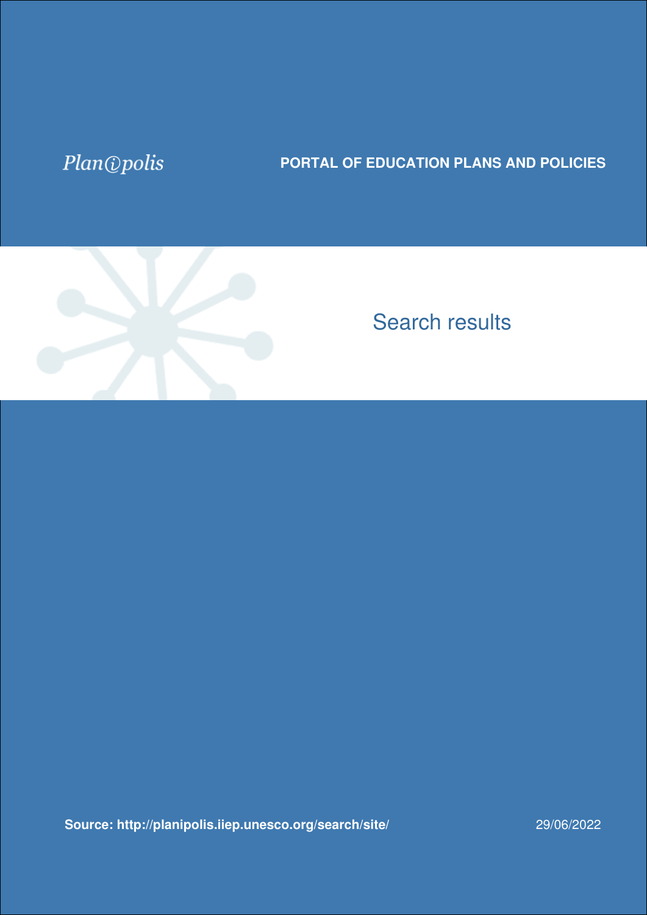Plan@polis

**PORTAL OF EDUCATION PLANS AND POLICIES**

# Search results

**Source: http://planipolis.iiep.unesco.org/search/site/**

29/06/2022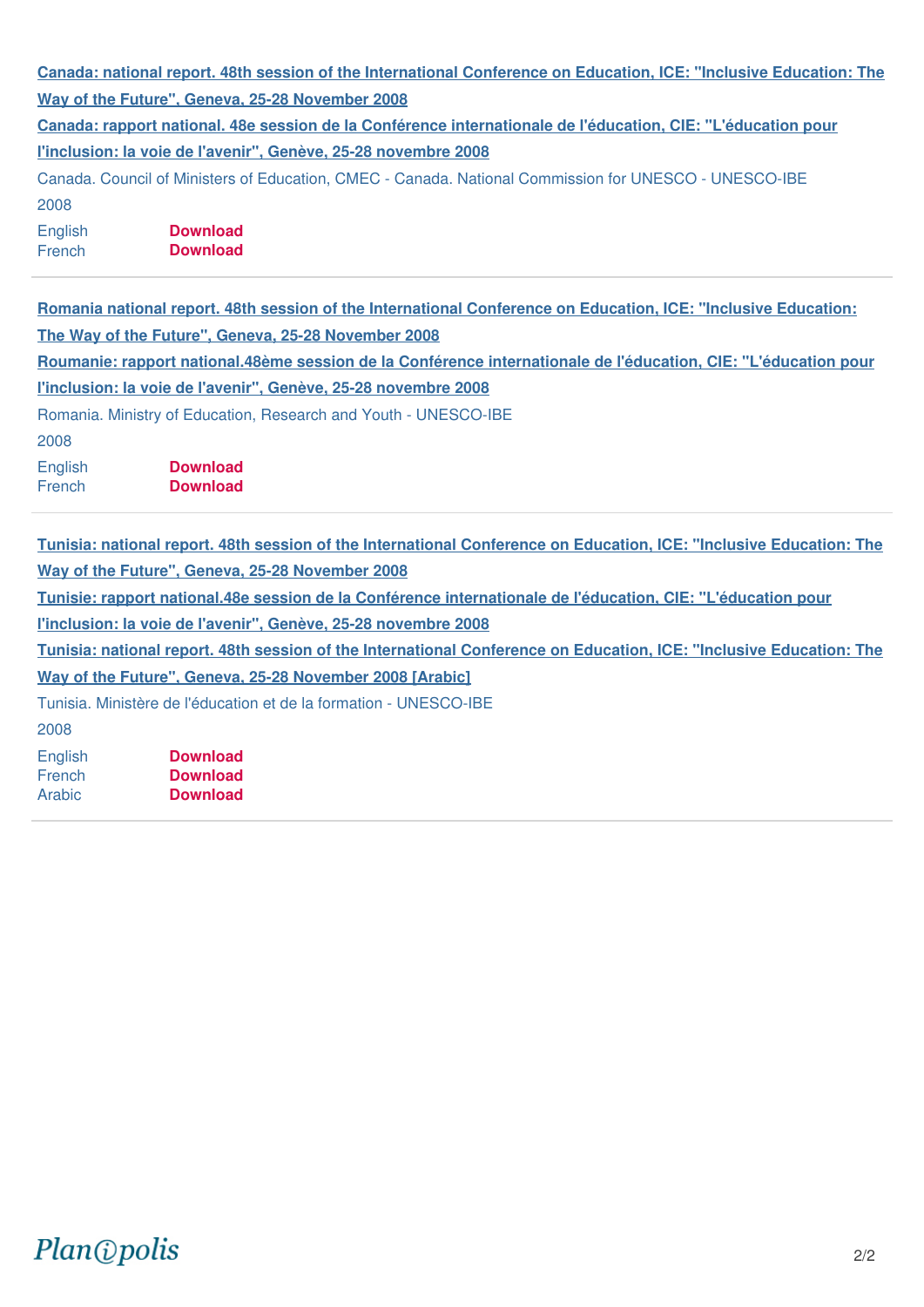**Canada: national report. 48th session of the International Conference on Education, ICE: "Inclusive Education: The Way of the Future", Geneva, 25-28 November 2008**

**Canada: rapport national. 48e session de la Conférence internationale de l'éducation, CIE: "L'éducation pour l'inclusion: la voie de l'avenir", Genève, 25-28 novembre 2008**

Canada. Council of Ministers of Education, CMEC - Canada. National Commission for UNESCO - UNESCO-IBE

2008

| | |
|---|---|
| English | **Download** |
| French | **Download** |

---

**Romania national report. 48th session of the International Conference on Education, ICE: "Inclusive Education: The Way of the Future", Geneva, 25-28 November 2008**

**Roumanie: rapport national.48ème session de la Conférence internationale de l'éducation, CIE: "L'éducation pour l'inclusion: la voie de l'avenir", Genève, 25-28 novembre 2008**

Romania. Ministry of Education, Research and Youth - UNESCO-IBE

2008

| | |
|---|---|
| English | **Download** |
| French | **Download** |

---

**Tunisia: national report. 48th session of the International Conference on Education, ICE: "Inclusive Education: The Way of the Future", Geneva, 25-28 November 2008**

**Tunisie: rapport national.48e session de la Conférence internationale de l'éducation, CIE: "L'éducation pour l'inclusion: la voie de l'avenir", Genève, 25-28 novembre 2008**

**Tunisia: national report. 48th session of the International Conference on Education, ICE: "Inclusive Education: The Way of the Future", Geneva, 25-28 November 2008 [Arabic]**

Tunisia. Ministère de l'éducation et de la formation - UNESCO-IBE

2008

| | |
|---|---|
| English | **Download** |
| French | **Download** |
| Arabic | **Download** |

---

*Plan@polis*